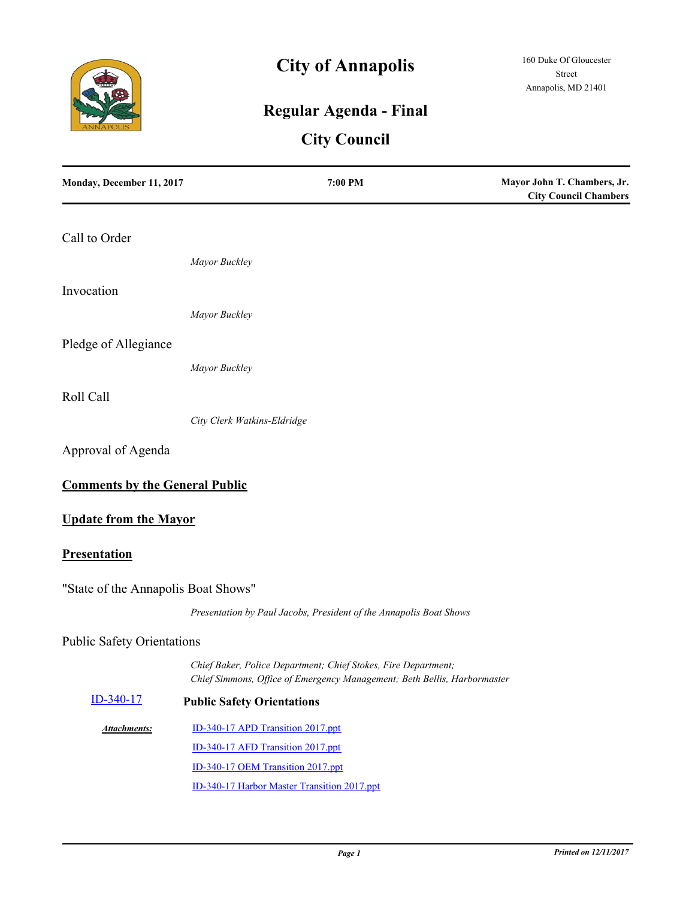# City of Annapolis

160 Duke Of Gloucester Street
Annapolis, MD 21401

## Regular Agenda - Final

## City Council

**Monday, December 11, 2017** | **7:00 PM** | **Mayor John T. Chambers, Jr. City Council Chambers**

Call to Order

*Mayor Buckley*

Invocation

*Mayor Buckley*

Pledge of Allegiance

*Mayor Buckley*

Roll Call

*City Clerk Watkins-Eldridge*

Approval of Agenda

**Comments by the General Public**

**Update from the Mayor**

**Presentation**

"State of the Annapolis Boat Shows"

*Presentation by Paul Jacobs, President of the Annapolis Boat Shows*

Public Safety Orientations

*Chief Baker, Police Department; Chief Stokes, Fire Department; Chief Simmons, Office of Emergency Management; Beth Bellis, Harbormaster*

ID-340-17 **Public Safety Orientations**

***Attachments:***
- ID-340-17 APD Transition 2017.ppt
- ID-340-17 AFD Transition 2017.ppt
- ID-340-17 OEM Transition 2017.ppt
- ID-340-17 Harbor Master Transition 2017.ppt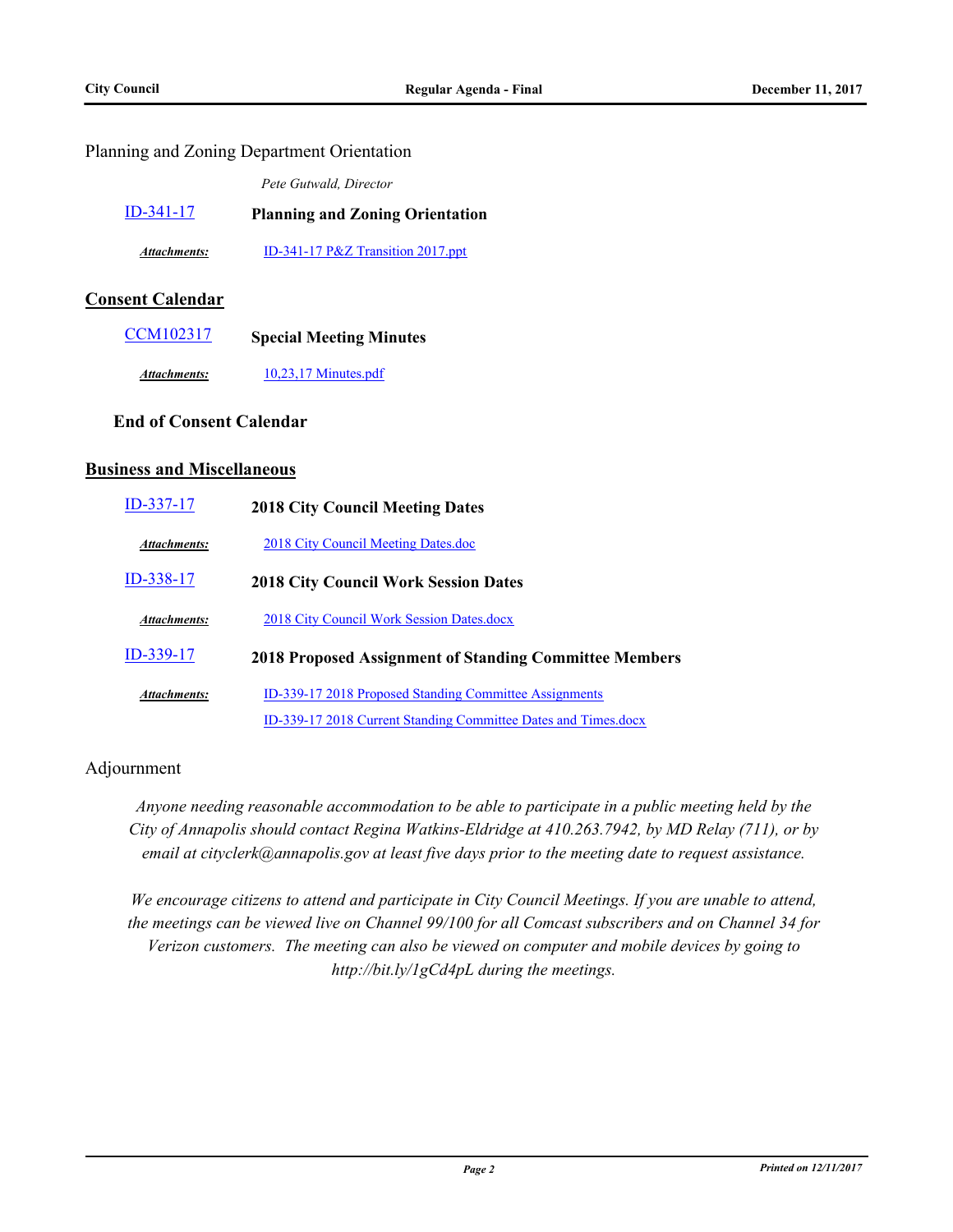## Planning and Zoning Department Orientation

*Pete Gutwald, Director*

**ID-341-17** **Planning and Zoning Orientation**

***Attachments:*** ID-341-17 P&Z Transition 2017.ppt

## Consent Calendar

**CCM102317** **Special Meeting Minutes**

***Attachments:*** 10,23,17 Minutes.pdf

**End of Consent Calendar**

## Business and Miscellaneous

**ID-337-17** **2018 City Council Meeting Dates**

***Attachments:*** 2018 City Council Meeting Dates.doc

**ID-338-17** **2018 City Council Work Session Dates**

***Attachments:*** 2018 City Council Work Session Dates.docx

**ID-339-17** **2018 Proposed Assignment of Standing Committee Members**

***Attachments:*** ID-339-17 2018 Proposed Standing Committee Assignments

ID-339-17 2018 Current Standing Committee Dates and Times.docx

## Adjournment

*Anyone needing reasonable accommodation to be able to participate in a public meeting held by the City of Annapolis should contact Regina Watkins-Eldridge at 410.263.7942, by MD Relay (711), or by email at cityclerk@annapolis.gov at least five days prior to the meeting date to request assistance.*

*We encourage citizens to attend and participate in City Council Meetings. If you are unable to attend, the meetings can be viewed live on Channel 99/100 for all Comcast subscribers and on Channel 34 for Verizon customers. The meeting can also be viewed on computer and mobile devices by going to http://bit.ly/1gCd4pL during the meetings.*